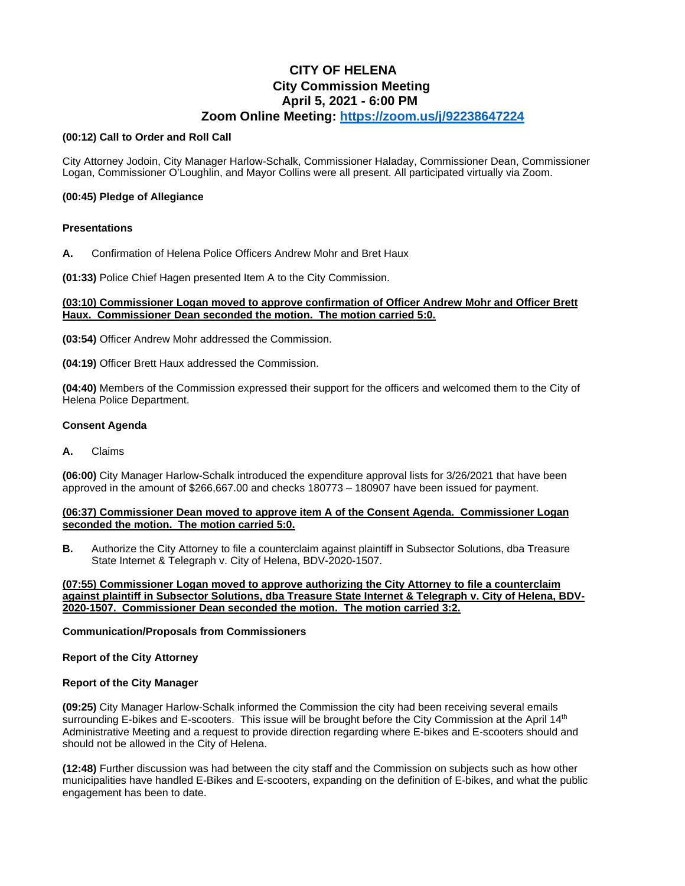# CITY OF HELENA
## City Commission Meeting
## April 5, 2021 - 6:00 PM
## Zoom Online Meeting: https://zoom.us/j/92238647224

**(00:12) Call to Order and Roll Call**

City Attorney Jodoin, City Manager Harlow-Schalk, Commissioner Haladay, Commissioner Dean, Commissioner Logan, Commissioner O'Loughlin, and Mayor Collins were all present. All participated virtually via Zoom.

**(00:45) Pledge of Allegiance**

**Presentations**

**A.** Confirmation of Helena Police Officers Andrew Mohr and Bret Haux

**(01:33)** Police Chief Hagen presented Item A to the City Commission.

**(03:10) Commissioner Logan moved to approve confirmation of Officer Andrew Mohr and Officer Brett Haux. Commissioner Dean seconded the motion. The motion carried 5:0.**

**(03:54)** Officer Andrew Mohr addressed the Commission.

**(04:19)** Officer Brett Haux addressed the Commission.

**(04:40)** Members of the Commission expressed their support for the officers and welcomed them to the City of Helena Police Department.

**Consent Agenda**

**A.** Claims

**(06:00)** City Manager Harlow-Schalk introduced the expenditure approval lists for 3/26/2021 that have been approved in the amount of $266,667.00 and checks 180773 – 180907 have been issued for payment.

**(06:37) Commissioner Dean moved to approve item A of the Consent Agenda. Commissioner Logan seconded the motion. The motion carried 5:0.**

**B.** Authorize the City Attorney to file a counterclaim against plaintiff in Subsector Solutions, dba Treasure State Internet & Telegraph v. City of Helena, BDV-2020-1507.

**(07:55) Commissioner Logan moved to approve authorizing the City Attorney to file a counterclaim against plaintiff in Subsector Solutions, dba Treasure State Internet & Telegraph v. City of Helena, BDV-2020-1507. Commissioner Dean seconded the motion. The motion carried 3:2.**

**Communication/Proposals from Commissioners**

**Report of the City Attorney**

**Report of the City Manager**

**(09:25)** City Manager Harlow-Schalk informed the Commission the city had been receiving several emails surrounding E-bikes and E-scooters. This issue will be brought before the City Commission at the April 14th Administrative Meeting and a request to provide direction regarding where E-bikes and E-scooters should and should not be allowed in the City of Helena.

**(12:48)** Further discussion was had between the city staff and the Commission on subjects such as how other municipalities have handled E-Bikes and E-scooters, expanding on the definition of E-bikes, and what the public engagement has been to date.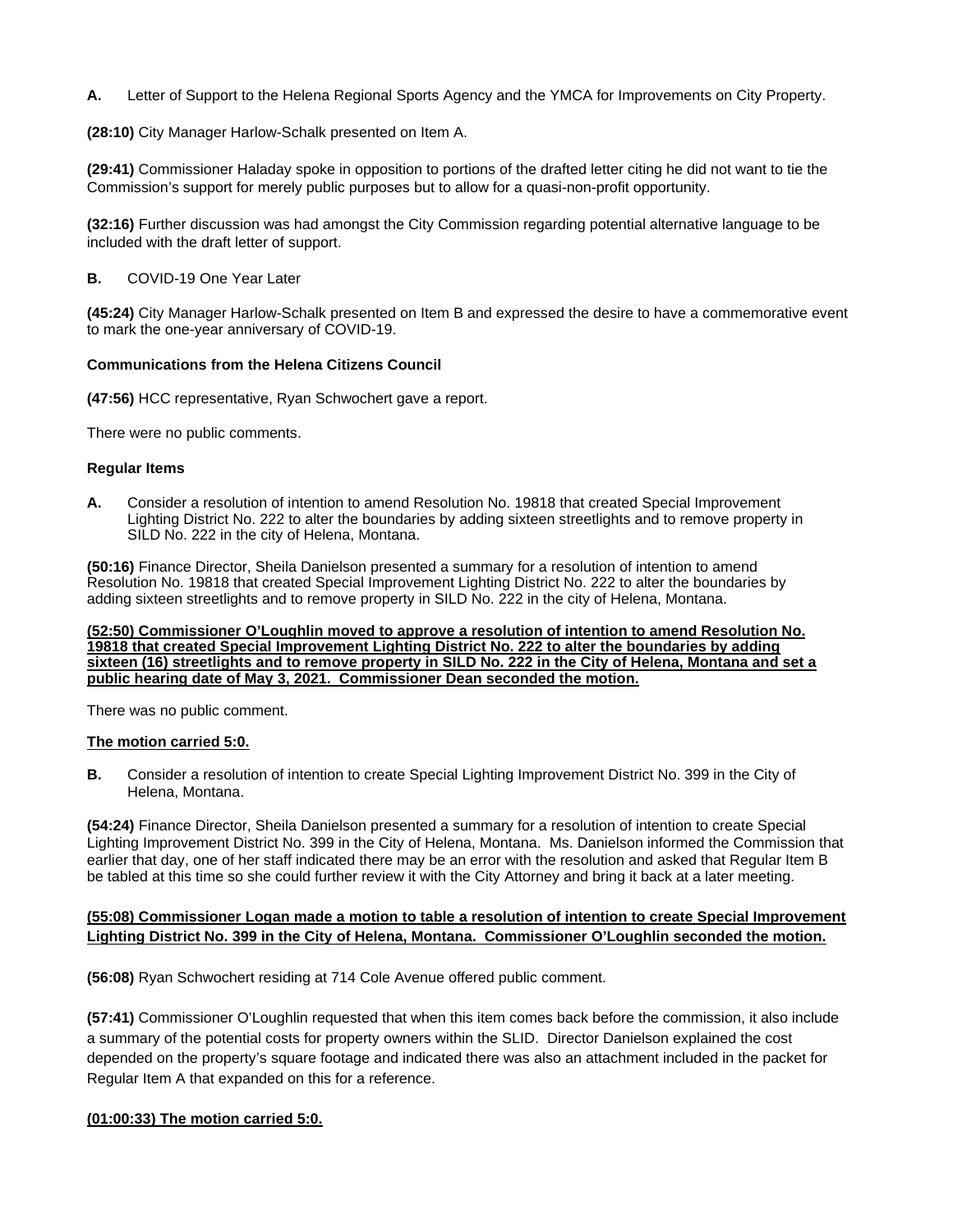**A.** Letter of Support to the Helena Regional Sports Agency and the YMCA for Improvements on City Property.

**(28:10)** City Manager Harlow-Schalk presented on Item A.

**(29:41)** Commissioner Haladay spoke in opposition to portions of the drafted letter citing he did not want to tie the Commission's support for merely public purposes but to allow for a quasi-non-profit opportunity.

**(32:16)** Further discussion was had amongst the City Commission regarding potential alternative language to be included with the draft letter of support.

**B.** COVID-19 One Year Later

**(45:24)** City Manager Harlow-Schalk presented on Item B and expressed the desire to have a commemorative event to mark the one-year anniversary of COVID-19.

**Communications from the Helena Citizens Council**

**(47:56)** HCC representative, Ryan Schwochert gave a report.

There were no public comments.

**Regular Items**

**A.** Consider a resolution of intention to amend Resolution No. 19818 that created Special Improvement Lighting District No. 222 to alter the boundaries by adding sixteen streetlights and to remove property in SILD No. 222 in the city of Helena, Montana.

**(50:16)** Finance Director, Sheila Danielson presented a summary for a resolution of intention to amend Resolution No. 19818 that created Special Improvement Lighting District No. 222 to alter the boundaries by adding sixteen streetlights and to remove property in SILD No. 222 in the city of Helena, Montana.

**(52:50) Commissioner O'Loughlin moved to approve a resolution of intention to amend Resolution No. 19818 that created Special Improvement Lighting District No. 222 to alter the boundaries by adding sixteen (16) streetlights and to remove property in SILD No. 222 in the City of Helena, Montana and set a public hearing date of May 3, 2021. Commissioner Dean seconded the motion.**

There was no public comment.

**The motion carried 5:0.**

**B.** Consider a resolution of intention to create Special Lighting Improvement District No. 399 in the City of Helena, Montana.

**(54:24)** Finance Director, Sheila Danielson presented a summary for a resolution of intention to create Special Lighting Improvement District No. 399 in the City of Helena, Montana. Ms. Danielson informed the Commission that earlier that day, one of her staff indicated there may be an error with the resolution and asked that Regular Item B be tabled at this time so she could further review it with the City Attorney and bring it back at a later meeting.

**(55:08) Commissioner Logan made a motion to table a resolution of intention to create Special Improvement Lighting District No. 399 in the City of Helena, Montana. Commissioner O'Loughlin seconded the motion.**

**(56:08)** Ryan Schwochert residing at 714 Cole Avenue offered public comment.

**(57:41)** Commissioner O'Loughlin requested that when this item comes back before the commission, it also include a summary of the potential costs for property owners within the SLID. Director Danielson explained the cost depended on the property's square footage and indicated there was also an attachment included in the packet for Regular Item A that expanded on this for a reference.

**(01:00:33) The motion carried 5:0.**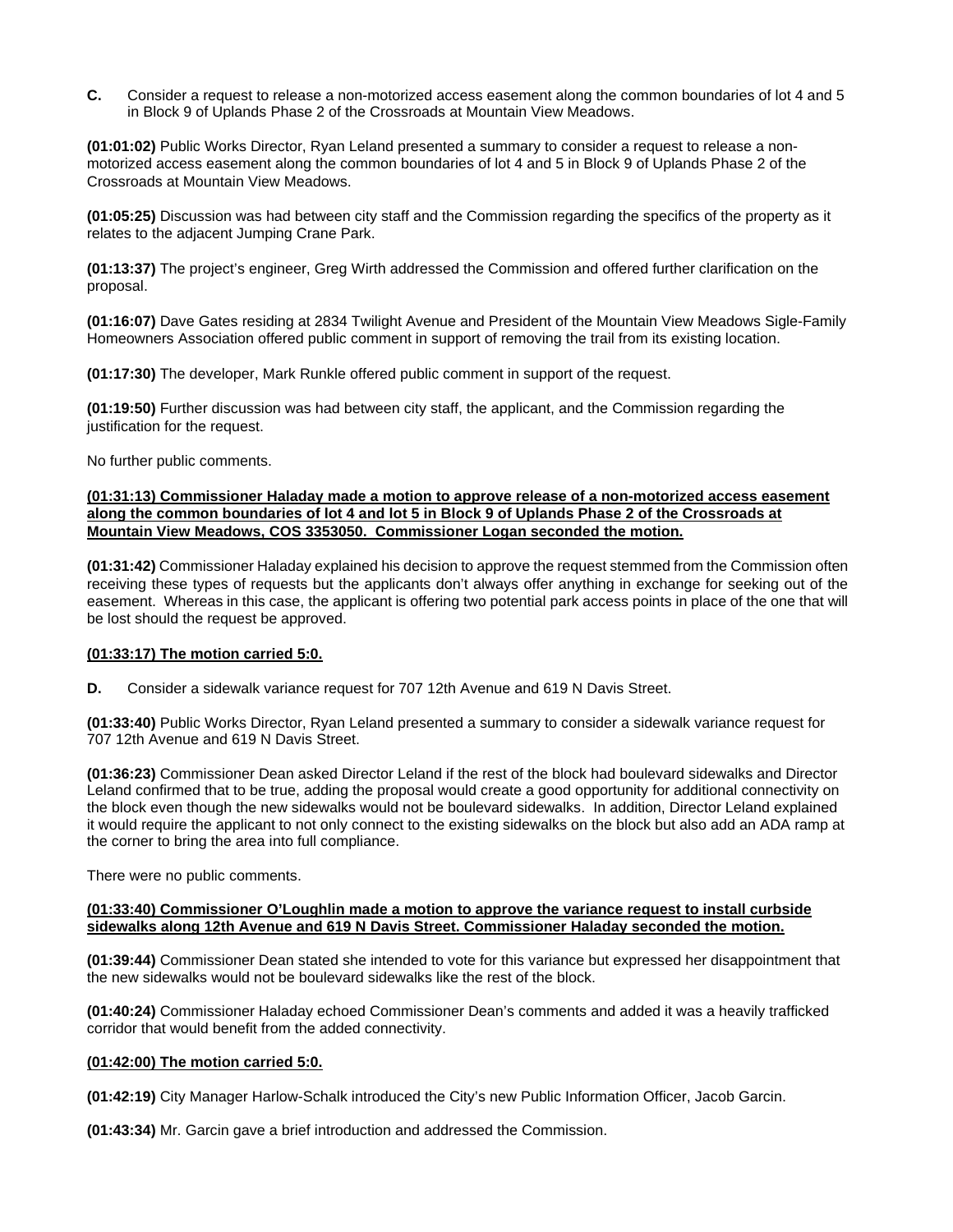**C.** Consider a request to release a non-motorized access easement along the common boundaries of lot 4 and 5 in Block 9 of Uplands Phase 2 of the Crossroads at Mountain View Meadows.

**(01:01:02)** Public Works Director, Ryan Leland presented a summary to consider a request to release a non-motorized access easement along the common boundaries of lot 4 and 5 in Block 9 of Uplands Phase 2 of the Crossroads at Mountain View Meadows.

**(01:05:25)** Discussion was had between city staff and the Commission regarding the specifics of the property as it relates to the adjacent Jumping Crane Park.

**(01:13:37)** The project's engineer, Greg Wirth addressed the Commission and offered further clarification on the proposal.

**(01:16:07)** Dave Gates residing at 2834 Twilight Avenue and President of the Mountain View Meadows Sigle-Family Homeowners Association offered public comment in support of removing the trail from its existing location.

**(01:17:30)** The developer, Mark Runkle offered public comment in support of the request.

**(01:19:50)** Further discussion was had between city staff, the applicant, and the Commission regarding the justification for the request.

No further public comments.

**(01:31:13) Commissioner Haladay made a motion to approve release of a non-motorized access easement along the common boundaries of lot 4 and lot 5 in Block 9 of Uplands Phase 2 of the Crossroads at Mountain View Meadows, COS 3353050. Commissioner Logan seconded the motion.**

**(01:31:42)** Commissioner Haladay explained his decision to approve the request stemmed from the Commission often receiving these types of requests but the applicants don't always offer anything in exchange for seeking out of the easement. Whereas in this case, the applicant is offering two potential park access points in place of the one that will be lost should the request be approved.

**(01:33:17) The motion carried 5:0.**

**D.** Consider a sidewalk variance request for 707 12th Avenue and 619 N Davis Street.

**(01:33:40)** Public Works Director, Ryan Leland presented a summary to consider a sidewalk variance request for 707 12th Avenue and 619 N Davis Street.

**(01:36:23)** Commissioner Dean asked Director Leland if the rest of the block had boulevard sidewalks and Director Leland confirmed that to be true, adding the proposal would create a good opportunity for additional connectivity on the block even though the new sidewalks would not be boulevard sidewalks. In addition, Director Leland explained it would require the applicant to not only connect to the existing sidewalks on the block but also add an ADA ramp at the corner to bring the area into full compliance.

There were no public comments.

**(01:33:40) Commissioner O'Loughlin made a motion to approve the variance request to install curbside sidewalks along 12th Avenue and 619 N Davis Street. Commissioner Haladay seconded the motion.**

**(01:39:44)** Commissioner Dean stated she intended to vote for this variance but expressed her disappointment that the new sidewalks would not be boulevard sidewalks like the rest of the block.

**(01:40:24)** Commissioner Haladay echoed Commissioner Dean's comments and added it was a heavily trafficked corridor that would benefit from the added connectivity.

**(01:42:00) The motion carried 5:0.**

**(01:42:19)** City Manager Harlow-Schalk introduced the City's new Public Information Officer, Jacob Garcin.

**(01:43:34)** Mr. Garcin gave a brief introduction and addressed the Commission.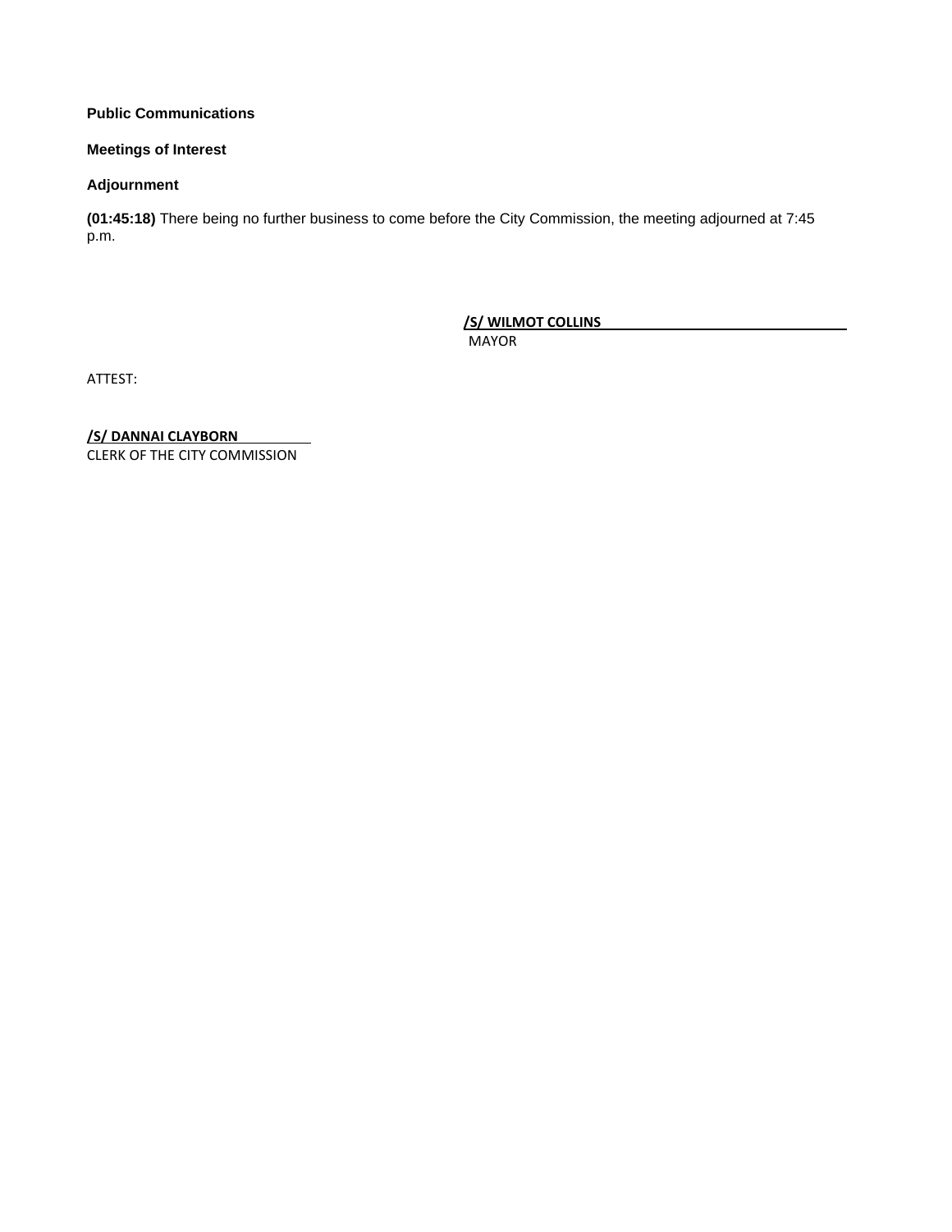**Public Communications**

**Meetings of Interest**

**Adjournment**

**(01:45:18)** There being no further business to come before the City Commission, the meeting adjourned at 7:45 p.m.

**/S/ WILMOT COLLINS**
MAYOR

ATTEST:

**/S/ DANNAI CLAYBORN**
CLERK OF THE CITY COMMISSION